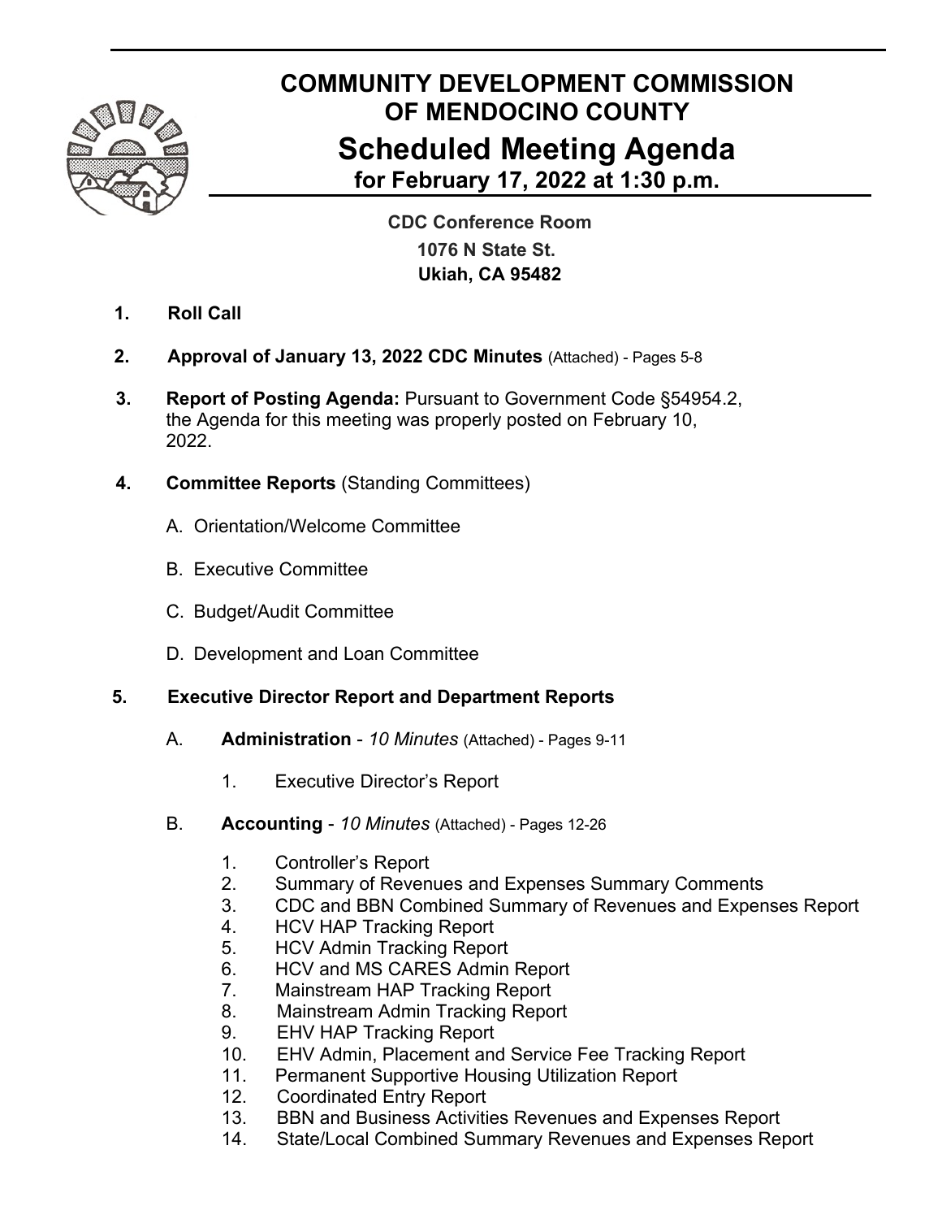# COMMUNITY DEVELOPMENT COMMISSION OF MENDOCINO COUNTY

## Scheduled Meeting Agenda

### for February 17, 2022 at 1:30 p.m.

**CDC Conference Room**
**1076 N State St.**
**Ukiah, CA 95482**

1. **Roll Call**

2. **Approval of January 13, 2022 CDC Minutes** (Attached) - Pages 5-8

3. **Report of Posting Agenda:** Pursuant to Government Code §54954.2, the Agenda for this meeting was properly posted on February 10, 2022.

4. **Committee Reports** (Standing Committees)

   A. Orientation/Welcome Committee

   B. Executive Committee

   C. Budget/Audit Committee

   D. Development and Loan Committee

5. **Executive Director Report and Department Reports**

   A. **Administration** - *10 Minutes* (Attached) - Pages 9-11

      1. Executive Director's Report

   B. **Accounting** - *10 Minutes* (Attached) - Pages 12-26

      1. Controller's Report
      2. Summary of Revenues and Expenses Summary Comments
      3. CDC and BBN Combined Summary of Revenues and Expenses Report
      4. HCV HAP Tracking Report
      5. HCV Admin Tracking Report
      6. HCV and MS CARES Admin Report
      7. Mainstream HAP Tracking Report
      8. Mainstream Admin Tracking Report
      9. EHV HAP Tracking Report
      10. EHV Admin, Placement and Service Fee Tracking Report
      11. Permanent Supportive Housing Utilization Report
      12. Coordinated Entry Report
      13. BBN and Business Activities Revenues and Expenses Report
      14. State/Local Combined Summary Revenues and Expenses Report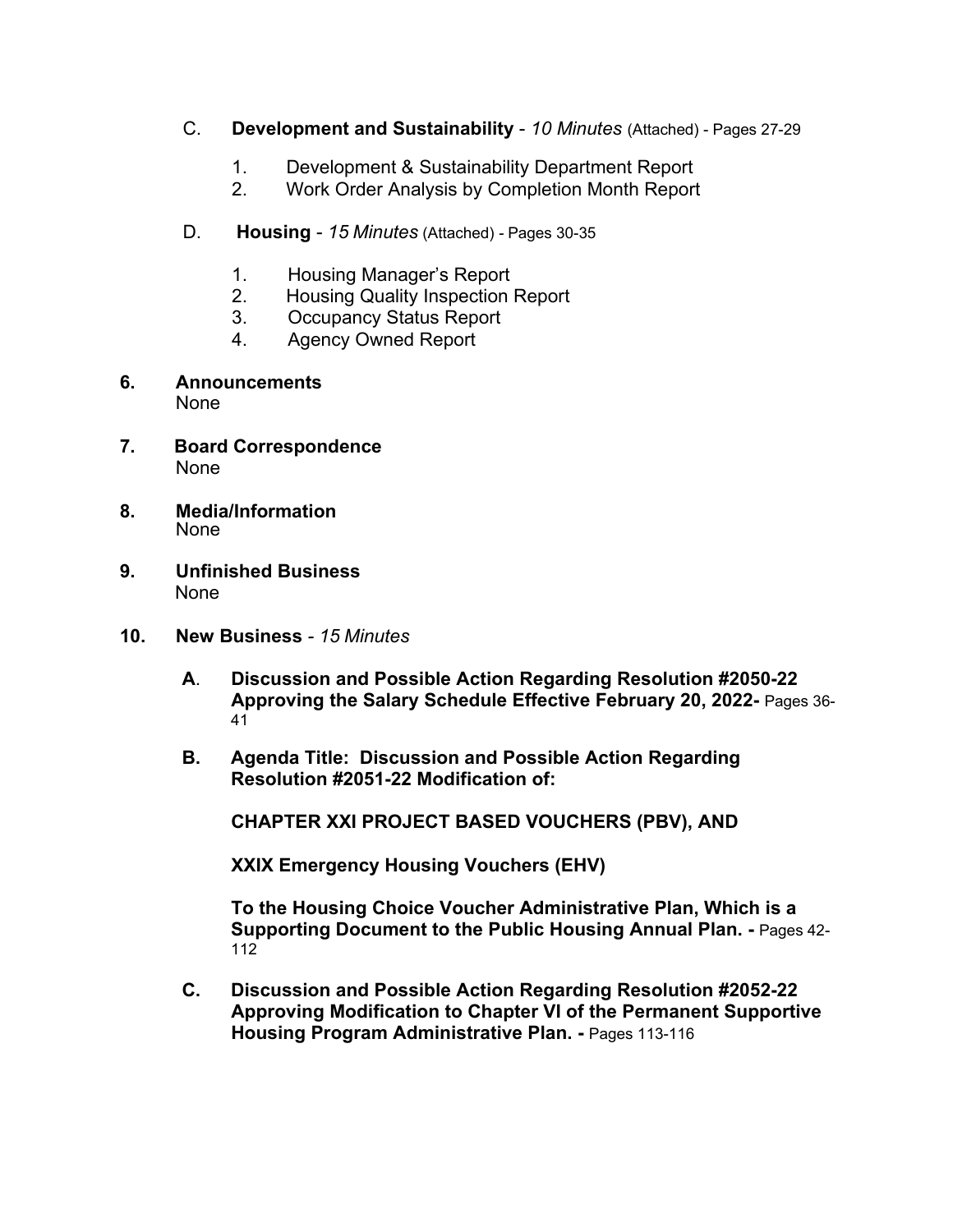C. **Development and Sustainability** - *10 Minutes* (Attached) - Pages 27-29

1. Development & Sustainability Department Report
2. Work Order Analysis by Completion Month Report

D. **Housing** - *15 Minutes* (Attached) - Pages 30-35

1. Housing Manager's Report
2. Housing Quality Inspection Report
3. Occupancy Status Report
4. Agency Owned Report

**6. Announcements**
None

**7. Board Correspondence**
None

**8. Media/Information**
None

**9. Unfinished Business**
None

**10. New Business** - *15 Minutes*

**A. Discussion and Possible Action Regarding Resolution #2050-22 Approving the Salary Schedule Effective February 20, 2022-** Pages 36-41

**B. Agenda Title: Discussion and Possible Action Regarding Resolution #2051-22 Modification of:**

**CHAPTER XXI PROJECT BASED VOUCHERS (PBV), AND**

**XXIX Emergency Housing Vouchers (EHV)**

**To the Housing Choice Voucher Administrative Plan, Which is a Supporting Document to the Public Housing Annual Plan. -** Pages 42-112

**C. Discussion and Possible Action Regarding Resolution #2052-22 Approving Modification to Chapter VI of the Permanent Supportive Housing Program Administrative Plan. -** Pages 113-116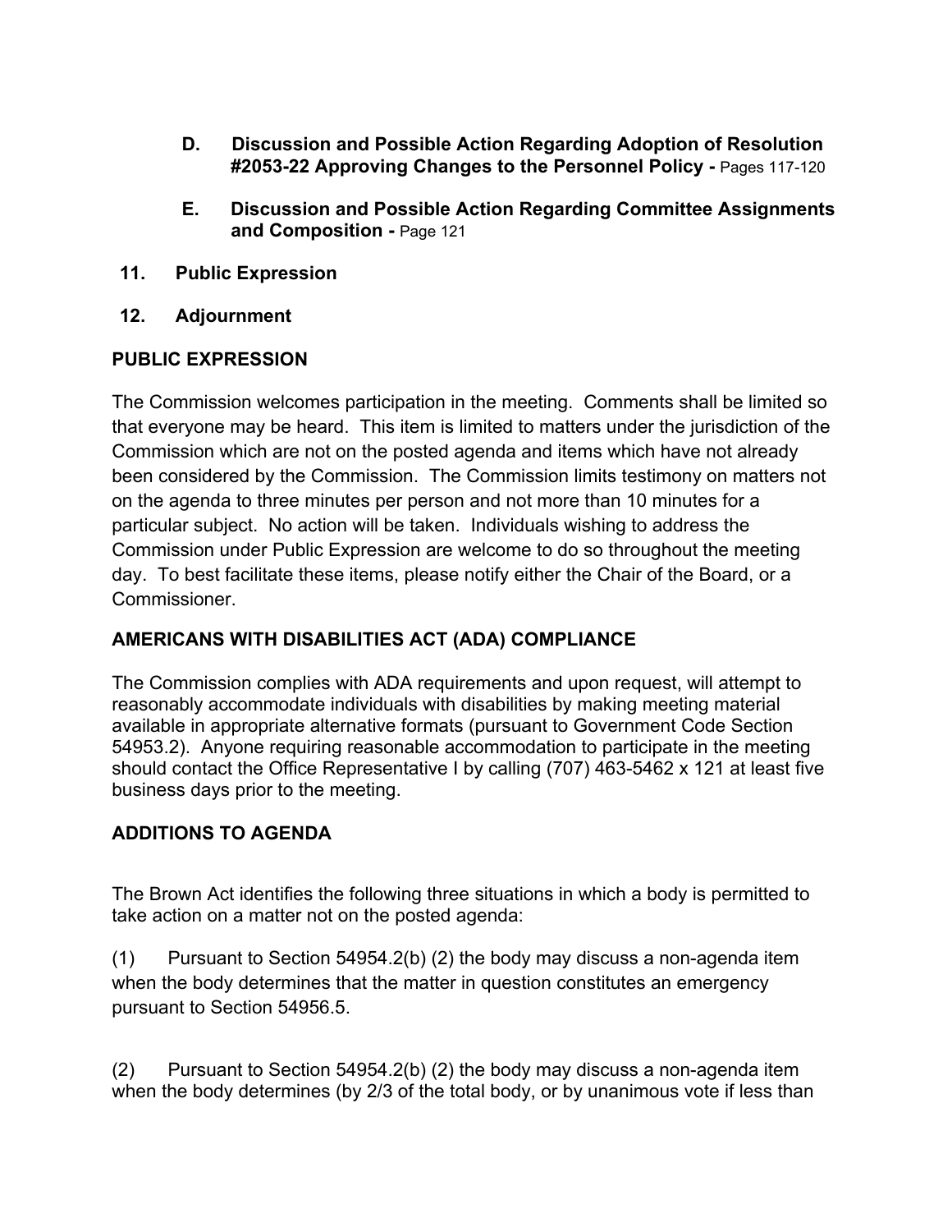**D. Discussion and Possible Action Regarding Adoption of Resolution #2053-22 Approving Changes to the Personnel Policy -** Pages 117-120

**E. Discussion and Possible Action Regarding Committee Assignments and Composition -** Page 121

**11. Public Expression**

**12. Adjournment**

## PUBLIC EXPRESSION

The Commission welcomes participation in the meeting. Comments shall be limited so that everyone may be heard. This item is limited to matters under the jurisdiction of the Commission which are not on the posted agenda and items which have not already been considered by the Commission. The Commission limits testimony on matters not on the agenda to three minutes per person and not more than 10 minutes for a particular subject. No action will be taken. Individuals wishing to address the Commission under Public Expression are welcome to do so throughout the meeting day. To best facilitate these items, please notify either the Chair of the Board, or a Commissioner.

## AMERICANS WITH DISABILITIES ACT (ADA) COMPLIANCE

The Commission complies with ADA requirements and upon request, will attempt to reasonably accommodate individuals with disabilities by making meeting material available in appropriate alternative formats (pursuant to Government Code Section 54953.2). Anyone requiring reasonable accommodation to participate in the meeting should contact the Office Representative I by calling (707) 463-5462 x 121 at least five business days prior to the meeting.

## ADDITIONS TO AGENDA

The Brown Act identifies the following three situations in which a body is permitted to take action on a matter not on the posted agenda:

(1) Pursuant to Section 54954.2(b) (2) the body may discuss a non-agenda item when the body determines that the matter in question constitutes an emergency pursuant to Section 54956.5.

(2) Pursuant to Section 54954.2(b) (2) the body may discuss a non-agenda item when the body determines (by 2/3 of the total body, or by unanimous vote if less than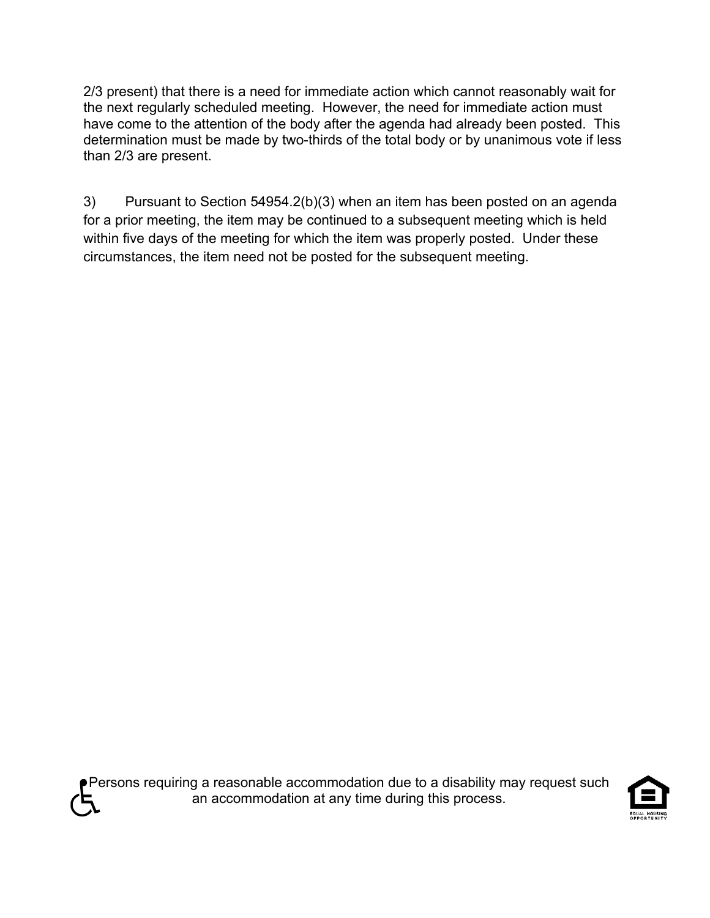2/3 present) that there is a need for immediate action which cannot reasonably wait for the next regularly scheduled meeting. However, the need for immediate action must have come to the attention of the body after the agenda had already been posted. This determination must be made by two-thirds of the total body or by unanimous vote if less than 2/3 are present.

3) Pursuant to Section 54954.2(b)(3) when an item has been posted on an agenda for a prior meeting, the item may be continued to a subsequent meeting which is held within five days of the meeting for which the item was properly posted. Under these circumstances, the item need not be posted for the subsequent meeting.

Persons requiring a reasonable accommodation due to a disability may request such an accommodation at any time during this process.